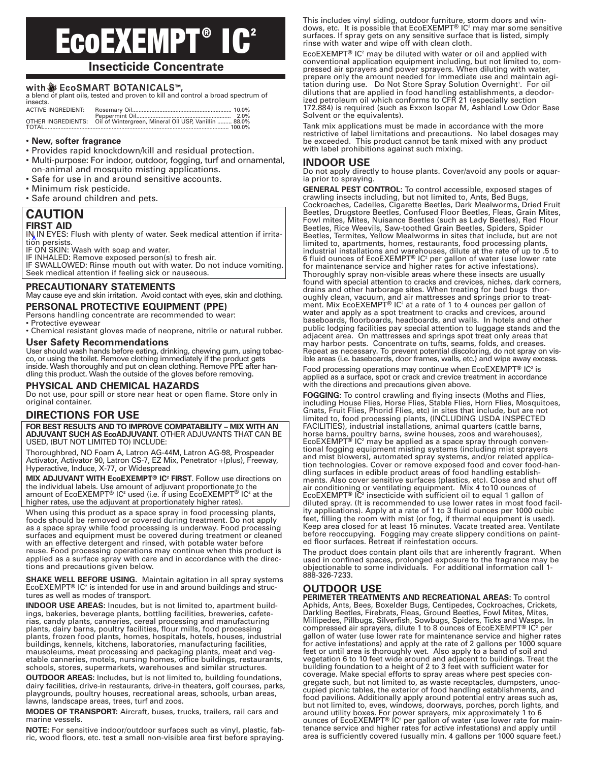# EcoEXEMPT® IC²

## Insecticide Concentrate

with EcoSMART BOTANICALS™, a blend of plant oils, tested and proven to kill and control a broad spectrum of insects.

| | | |
|---|---|---|
| ACTIVE INGREDIENT: | Rosemary Oil | 10.0% |
| | Peppermint Oil | 2.0% |
| OTHER INGREDIENTS: | Oil of Wintergreen, Mineral Oil USP, Vanillin | 88.0% |
| TOTAL | | 100.0% |

- **New, softer fragrance**
- Provides rapid knockdown/kill and residual protection.
- Multi-purpose: For indoor, outdoor, fogging, turf and ornamental, on-animal and mosquito misting applications.
- Safe for use in and around sensitive accounts.
- Minimum risk pesticide.
- Safe around children and pets.

## CAUTION

### FIRST AID

IN IN EYES: Flush with plenty of water. Seek medical attention if irritation persists.
IF ON SKIN: Wash with soap and water.
IF INHALED: Remove exposed person(s) to fresh air.
IF SWALLOWED: Rinse mouth out with water. Do not induce vomiting. Seek medical attention if feeling sick or nauseous.

### PRECAUTIONARY STATEMENTS

May cause eye and skin irritation. Avoid contact with eyes, skin and clothing.

### PERSONAL PROTECTIVE EQUIPMENT (PPE)

Persons handling concentrate are recommended to wear:
- Protective eyewear
- Chemical resistant gloves made of neoprene, nitrile or natural rubber.

### User Safety Recommendations

User should wash hands before eating, drinking, chewing gum, using tobacco, or using the toilet. Remove clothing immediately if the product gets inside. Wash thoroughly and put on clean clothing. Remove PPE after handling this product. Wash the outside of the gloves before removing.

### PHYSICAL AND CHEMICAL HAZARDS

Do not use, pour spill or store near heat or open flame. Store only in original container.

## DIRECTIONS FOR USE

**FOR BEST RESULTS AND TO IMPROVE COMPATABILITY – MIX WITH AN ADJUVANT SUCH AS EcoADJUVANT.** OTHER ADJUVANTS THAT CAN BE USED, (BUT NOT LIMITED TO) INCLUDE:

Thoroughbred, NO Foam A, Latron AG-44M, Latron AG-98, Prospeader Activator, Activator 90, Latron CS-7, EZ Mix, Penetrator +(plus), Freeway, Hyperactive, Induce, X-77, or Widespread

**MIX ADJUVANT WITH EcoEXEMPT® IC² FIRST**. Follow use directions on the individual labels. Use amount of adjuvant proportionate to the amount of EcoEXEMPT® IC² used (i.e. if using EcoEXEMPT® IC² at the higher rates, use the adjuvant at proportionately higher rates).

When using this product as a space spray in food processing plants, foods should be removed or covered during treatment. Do not apply as a space spray while food processing is underway. Food processing surfaces and equipment must be covered during treatment or cleaned with an effective detergent and rinsed, with potable water before reuse. Food processing operations may continue when this product is applied as a surface spray with care and in accordance with the directions and precautions given below.

**SHAKE WELL BEFORE USING.** Maintain agitation in all spray systems EcoEXEMPT® IC² is intended for use in and around buildings and structures as well as modes of transport.

**INDOOR USE AREAS:** Incudes, but is not limited to, apartment buildings, bakeries, beverage plants, bottling facilities, breweries, cafeterias, candy plants, canneries, cereal processing and manufacturing plants, dairy barns, poultry facilities, flour mills, food processing plants, frozen food plants, homes, hospitals, hotels, houses, industrial buildings, kennels, kitchens, laboratories, manufacturing facilities, mausoleums, meat processing and packaging plants, meat and vegetable canneries, motels, nursing homes, office buildings, restaurants, schools, stores, supermarkets, warehouses and similar structures.

**OUTDOOR AREAS:** Includes, but is not limited to, building foundations, dairy facilities, drive-in restaurants, drive-in theaters, golf courses, parks, playgrounds, poultry houses, recreational areas, schools, urban areas, lawns, landscape areas, trees, turf and zoos.

**MODES OF TRANSPORT:** Aircraft, buses, trucks, trailers, rail cars and marine vessels.

**NOTE:** For sensitive indoor/outdoor surfaces such as vinyl, plastic, fabric, wood floors, etc. test a small non-visible area first before spraying. This includes vinyl siding, outdoor furniture, storm doors and windows, etc. It is possible that EcoEXEMPT® IC² may mar some sensitive surfaces. If spray gets on any sensitive surface that is listed, simply rinse with water and wipe off with clean cloth.

EcoEXEMPT® IC² may be diluted with water or oil and applied with conventional application equipment including, but not limited to, compressed air sprayers and power sprayers. When diluting with water, prepare only the amount needed for immediate use and maintain agitation during use. Do Not Store Spray Solution Overnight[1]. For oil dilutions that are applied in food handling establishments, a deodorized petroleum oil which conforms to CFR 21 (especially section 172.884) is required (such as Exxon Isopar M, Ashland Low Odor Base Solvent or the equivalents).

Tank mix applications must be made in accordance with the more restrictive of label limitations and precautions. No label dosages may be exceeded. This product cannot be tank mixed with any product with label prohibitions against such mixing.

## INDOOR USE

Do not apply directly to house plants. Cover/avoid any pools or aquaria prior to spraying.

**GENERAL PEST CONTROL:** To control accessible, exposed stages of crawling insects including, but not limited to, Ants, Bed Bugs, Cockroaches, Cadelles, Cigarette Beetles, Dark Mealworms, Dried Fruit Beetles, Drugstore Beetles, Confused Floor Beetles, Fleas, Grain Mites, Fowl mites, Mites, Nuisance Beetles (such as Lady Beetles), Red Flour Beetles, Rice Weevils, Saw-toothed Grain Beetles, Spiders, Spider Beetles, Termites, Yellow Mealworms in sites that include, but are not limited to, apartments, homes, restaurants, food processing plants, industrial installations and warehouses, dilute at the rate of up to .5 to 6 fluid ounces of EcoEXEMPT® IC² per gallon of water (use lower rate for maintenance service and higher rates for active infestations). Thoroughly spray non-visible areas where these insects are usually found with special attention to cracks and crevices, niches, dark corners, drains and other harborage sites. When treating for bed bugs thoroughly clean, vacuum, and air mattresses and springs prior to treatment. Mix EcoEXEMPT® IC² at a rate of 1 to 4 ounces per gallon of water and apply as a spot treatment to cracks and crevices, around baseboards, floorboards, headboards, and walls. In hotels and other public lodging facilities pay special attention to luggage stands and the adjacent area. On mattresses and springs spot treat only areas that may harbor pests. Concentrate on tufts, seams, folds, and creases. Repeat as necessary. To prevent potential discoloring, do not spray on visible areas (i.e. baseboards, door frames, walls, etc.) and wipe away excess.

Food processing operations may continue when EcoEXEMPT® IC² is applied as a surface, spot or crack and crevice treatment in accordance with the directions and precautions given above.

**FOGGING:** To control crawling and flying insects (Moths and Flies, including House Flies, Horse Flies, Stable Flies, Horn Flies, Mosquitoes, Gnats, Fruit Flies, Phorid Flies, etc) in sites that include, but are not limited to, food processing plants, (INCLUDING USDA INSPECTED FACILITIES), industrial installations, animal quarters (cattle barns, horse barns, poultry barns, swine houses, zoos and warehouses), EcoEXEMPT® IC² may be applied as a space spray through conventional fogging equipment misting systems (including mist sprayers and mist blowers), automated spray systems, and/or related application technologies. Cover or remove exposed food and cover food-handling surfaces in edible product areas of food handling establishments. Also cover sensitive surfaces (plastics, etc). Close and shut off air conditioning or ventilating equipment. Mix 4 to10 ounces of EcoEXEMPT® IC² insecticide with sufficient oil to equal 1 gallon of diluted spray. (It is recommended to use lower rates in most food facility applications). Apply at a rate of 1 to 3 fluid ounces per 1000 cubic feet, filling the room with mist (or fog, if thermal equipment is used). Keep area closed for at least 15 minutes. Vacate treated area. Ventilate before reoccupying. Fogging may create slippery conditions on painted floor surfaces. Retreat if reinfestation occurs.

The product does contain plant oils that are inherently fragrant. When used in confined spaces, prolonged exposure to the fragrance may be objectionable to some individuals. For additional information call 1-888-326-7233.

## OUTDOOR USE

**PERIMETER TREATMENTS AND RECREATIONAL AREAS:** To control Aphids, Ants, Bees, Boxelder Bugs, Centipedes, Cockroaches, Crickets, Darkling Beetles, Firebrats, Fleas, Ground Beetles, Fowl Mites, Mites, Millipedes, Pillbugs, Silverfish, Sowbugs, Spiders, Ticks and Wasps. In compressed air sprayers, dilute 1 to 8 ounces of EcoEXEMPT® IC² per gallon of water (use lower rate for maintenance service and higher rates for active infestations) and apply at the rate of 2 gallons per 1000 square feet or until area is thoroughly wet. Also apply to a band of soil and vegetation 6 to 10 feet wide around and adjacent to buildings. Treat the building foundation to a height of 2 to 3 feet with sufficient water for coverage. Make special efforts to spray areas where pest species congregate such, but not limited to, as waste receptacles, dumpsters, unoccupied picnic tables, the exterior of food handling establishments, and food pavilions. Additionally apply around potential entry areas such as, but not limited to, eves, windows, doorways, porches, porch lights, and around utility boxes. For power sprayers, mix approximately 1 to 6 ounces of EcoEXEMPT® IC² per gallon of water (use lower rate for maintenance service and higher rates for active infestations) and apply until area is sufficiently covered (usually min. 4 gallons per 1000 square feet.)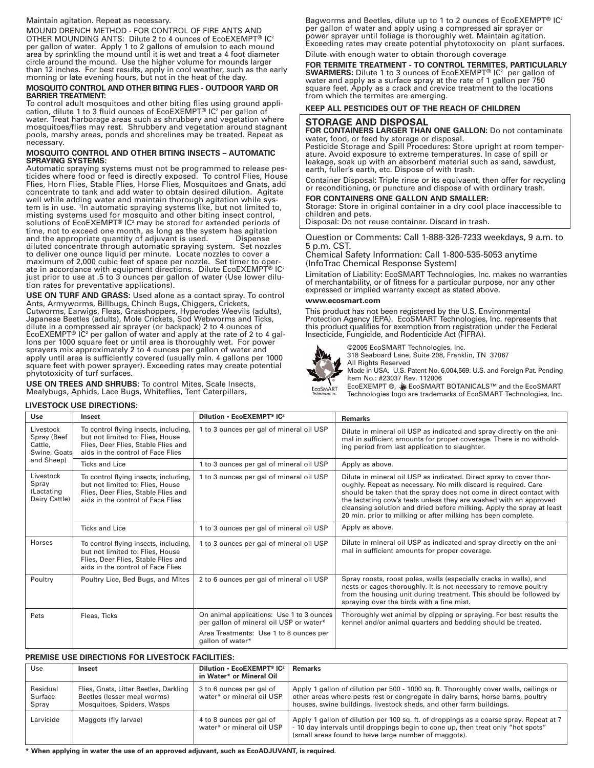Maintain agitation. Repeat as necessary.

MOUND DRENCH METHOD - FOR CONTROL OF FIRE ANTS AND OTHER MOUNDING ANTS: Dilute 2 to 4 ounces of EcoEXEMPT® IC² per gallon of water. Apply 1 to 2 gallons of emulsion to each mound area by sprinkling the mound until it is wet and treat a 4 foot diameter circle around the mound. Use the higher volume for mounds larger than 12 inches. For best results, apply in cool weather, such as the early morning or late evening hours, but not in the heat of the day.

**MOSQUITO CONTROL AND OTHER BITING FLIES - OUTDOOR YARD OR BARRIER TREATMENT:**

To control adult mosquitoes and other biting flies using ground application, dilute 1 to 3 fluid ounces of EcoEXEMPT® IC² per gallon of water. Treat harborage areas such as shrubbery and vegetation where mosquitoes/flies may rest. Shrubbery and vegetation around stagnant pools, marshy areas, ponds and shorelines may be treated. Repeat as necessary.

**MOSQUITO CONTROL AND OTHER BITING INSECTS – AUTOMATIC SPRAYING SYSTEMS:**

Automatic spraying systems must not be programmed to release pesticides where food or feed is directly exposed. To control Flies, House Flies, Horn Flies, Stable Flies, Horse Flies, Mosquitoes and Gnats, add concentrate to tank and add water to obtain desired dilution. Agitate well while adding water and maintain thorough agitation while system is in use. [1]In automatic spraying systems like, but not limited to, misting systems used for mosquito and other biting insect control, solutions of EcoEXEMPT® IC² may be stored for extended periods of time, not to exceed one month, as long as the system has agitation and the appropriate quantity of adjuvant is used. Dispense diluted concentrate through automatic spraying system. Set nozzles to deliver one ounce liquid per minute. Locate nozzles to cover a maximum of 2,000 cubic feet of space per nozzle. Set timer to operate in accordance with equipment directions. Dilute EcoEXEMPT® IC² just prior to use at .5 to 3 ounces per gallon of water (Use lower dilution rates for preventative applications).

**USE ON TURF AND GRASS:** Used alone as a contact spray. To control Ants, Armyworms, Billbugs, Chinch Bugs, Chiggers, Crickets, Cutworms, Earwigs, Fleas, Grasshoppers, Hyperodes Weevils (adults), Japanese Beetles (adults), Mole Crickets, Sod Webworms and Ticks, dilute in a compressed air sprayer (or backpack) 2 to 4 ounces of EcoEXEMPT® IC² per gallon of water and apply at the rate of 2 to 4 gallons per 1000 square feet or until area is thoroughly wet. For power sprayers mix approximately 2 to 4 ounces per gallon of water and apply until area is sufficiently covered (usually min. 4 gallons per 1000 square feet with power sprayer). Exceeding rates may create potential phytotoxicity of turf surfaces.

**USE ON TREES AND SHRUBS:** To control Mites, Scale Insects, Mealybugs, Aphids, Lace Bugs, Whiteflies, Tent Caterpillars, Bagworms and Beetles, dilute up to 1 to 2 ounces of EcoEXEMPT® IC² per gallon of water and apply using a compressed air sprayer or power sprayer until foliage is thoroughly wet. Maintain agitation. Exceeding rates may create potential phytotoxocity on plant surfaces.

Dilute with enough water to obtain thorough coverage

**FOR TERMITE TREATMENT - TO CONTROL TERMITES, PARTICULARLY SWARMERS:** Dilute 1 to 3 ounces of EcoEXEMPT® IC² per gallon of water and apply as a surface spray at the rate of 1 gallon per 750 square feet. Apply as a crack and crevice treatment to the locations from which the termites are emerging.

**KEEP ALL PESTICIDES OUT OF THE REACH OF CHILDREN**

## STORAGE AND DISPOSAL

**FOR CONTAINERS LARGER THAN ONE GALLON:** Do not contaminate water, food, or feed by storage or disposal.

Pesticide Storage and Spill Procedures: Store upright at room temperature. Avoid exposure to extreme temperatures. In case of spill or leakage, soak up with an absorbent material such as sand, sawdust, earth, fuller's earth, etc. Dispose of with trash.

Container Disposal: Triple rinse or its equivaent, then offer for recycling or reconditioning, or puncture and dispose of with ordinary trash.

**FOR CONTAINERS ONE GALLON AND SMALLER:**

Storage: Store in original container in a dry cool place inaccessible to children and pets.

Disposal: Do not reuse container. Discard in trash.

Question or Comments: Call 1-888-326-7233 weekdays, 9 a.m. to 5 p.m. CST.

Chemical Safety Information: Call 1-800-535-5053 anytime (InfoTrac Chemical Response System)

Limitation of Liability: EcoSMART Technologies, Inc. makes no warranties of merchantability, or of fitness for a particular purpose, nor any other expressed or implied warranty except as stated above.

**www.ecosmart.com**

This product has not been registered by the U.S. Environmental Protection Agency (EPA). EcoSMART Technologies, Inc. represents that this product qualifies for exemption from registration under the Federal Insecticide, Fungicide, and Rodenticide Act (FIFRA).

EcoSMART Technologies, Inc.

©2005 EcoSMART Technologies, Inc.
318 Seaboard Lane, Suite 208, Franklin, TN 37067
All Rights Reserved
Made in USA. U.S. Patent No. 6,004,569. U.S. and Foreign Pat. Pending
Item No.: #23037 Rev. 112006
EcoEXEMPT ®, EcoSMART BOTANICALS™ and the EcoSMART Technologies logo are trademarks of EcoSMART Technologies, Inc.

**LIVESTOCK USE DIRECTIONS:**

| Use | Insect | Dilution • EcoEXEMPT® IC² | Remarks |
|---|---|---|---|
| Livestock Spray (Beef Cattle, Swine, Goats and Sheep) | To control flying insects, including, but not limited to: Flies, House Flies, Deer Flies, Stable Flies and aids in the control of Face Flies | 1 to 3 ounces per gal of mineral oil USP | Dilute in mineral oil USP as indicated and spray directly on the animal in sufficient amounts for proper coverage. There is no witholding period from last application to slaughter. |
| | Ticks and Lice | 1 to 3 ounces per gal of mineral oil USP | Apply as above. |
| Livestock Spray (Lactating Dairy Cattle) | To control flying insects, including, but not limited to: Flies, House Flies, Deer Flies, Stable Flies and aids in the control of Face Flies | 1 to 3 ounces per gal of mineral oil USP | Dilute in mineral oil USP as indicated. Direct spray to cover thoroughly. Repeat as necessary. No milk discard is required. Care should be taken that the spray does not come in direct contact with the lactating cow's teats unless they are washed with an approved cleansing solution and dried before milking. Apply the spray at least 20 min. prior to milking or after milking has been complete. |
| | Ticks and Lice | 1 to 3 ounces per gal of mineral oil USP | Apply as above. |
| Horses | To control flying insects, including, but not limited to: Flies, House Flies, Deer Flies, Stable Flies and aids in the control of Face Flies | 1 to 3 ounces per gal of mineral oil USP | Dilute in mineral oil USP as indicated and spray directly on the animal in sufficient amounts for proper coverage. |
| Poultry | Poultry Lice, Bed Bugs, and Mites | 2 to 6 ounces per gal of mineral oil USP | Spray roosts, roost poles, walls (especially cracks in walls), and nests or cages thoroughly. It is not necessary to remove poultry from the housing unit during treatment. This should be followed by spraying over the birds with a fine mist. |
| Pets | Fleas, Ticks | On animal applications: Use 1 to 3 ounces per gallon of mineral oil USP or water*<br>Area Treatments: Use 1 to 8 ounces per gallon of water* | Thoroughly wet animal by dipping or spraying. For best results the kennel and/or animal quarters and bedding should be treated. |

**PREMISE USE DIRECTIONS FOR LIVESTOCK FACILITIES:**

| Use | Insect | Dilution • EcoEXEMPT® IC² in Water* or Mineral Oil | Remarks |
|---|---|---|---|
| Residual Surface Spray | Flies, Gnats, Litter Beetles, Darkling Beetles (lesser meal worms) Mosquitoes, Spiders, Wasps | 3 to 6 ounces per gal of water* or mineral oil USP | Apply 1 gallon of dilution per 500 - 1000 sq. ft. Thoroughly cover walls, ceilings or other areas where pests rest or congregate in dairy barns, horse barns, poultry houses, swine buildings, livestock sheds, and other farm buildings. |
| Larvicide | Maggots (fly larvae) | 4 to 8 ounces per gal of water* or mineral oil USP | Apply 1 gallon of dilution per 100 sq. ft. of droppings as a coarse spray. Repeat at 7 - 10 day intervals until droppings begin to cone up, then treat only "hot spots" (small areas found to have large number of maggots). |

**\* When applying in water the use of an approved adjuvant, such as EcoADJUVANT, is required.**